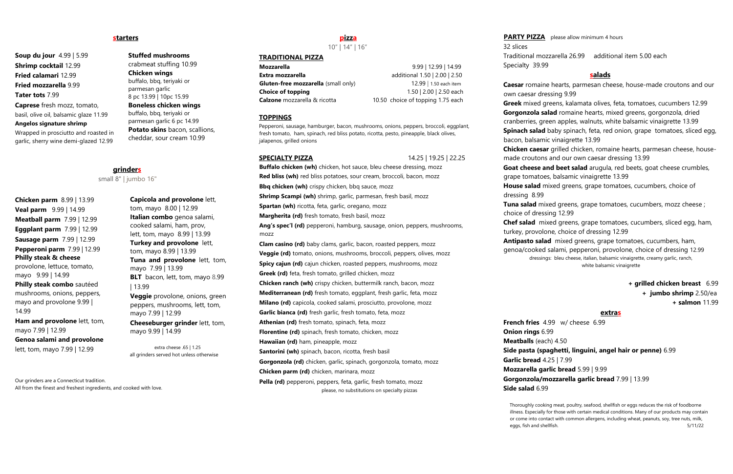## starters

**Soup du jour** 4.99 | 5.99

**Shrimp cocktail** 12.99

**Fried calamari** 12.99

**Fried mozzarella** 9.99

**Tater tots** 7.99

**Caprese** fresh mozz, tomato, basil, olive oil, balsamic glaze 11.99

**Angelos signature shrimp**
Wrapped in prosciutto and roasted in garlic, sherry wine demi-glazed 12.99

**Stuffed mushrooms**
crabmeat stuffing 10.99

**Chicken wings**
buffalo, bbq, teriyaki or parmesan garlic
8 pc 13.99 | 10pc 15.99

**Boneless chicken wings**
buffalo, bbq, teriyaki or parmesan garlic 6 pc 14.99

**Potato skins** bacon, scallions, cheddar, sour cream 10.99

## grinders

small 8" | jumbo 16"

**Chicken parm** 8.99 | 13.99

**Veal parm** 9.99 | 14.99

**Meatball parm** 7.99 | 12.99

**Eggplant parm** 7.99 | 12.99

**Sausage parm** 7.99 | 12.99

**Pepperoni parm** 7.99 | 12.99

**Philly steak & cheese** provolone, lettuce, tomato, mayo 9.99 | 14.99

**Philly steak combo** sautéed mushrooms, onions, peppers, mayo and provolone 9.99 | 14.99

**Ham and provolone** lett, tom, mayo 7.99 | 12.99

**Genoa salami and provolone** lett, tom, mayo 7.99 | 12.99

**Capicola and provolone** lett, tom, mayo 8.00 | 12.99

**Italian combo** genoa salami, cooked salami, ham, prov, lett, tom, mayo 8.99 | 13.99

**Turkey and provolone** lett, tom, mayo 8.99 | 13.99

**Tuna and provolone** lett, tom, mayo 7.99 | 13.99

**BLT** bacon, lett, tom, mayo 8.99 | 13.99

**Veggie** provolone, onions, green peppers, mushrooms, lett, tom, mayo 7.99 | 12.99

**Cheeseburger grinder** lett, tom, mayo 9.99 | 14.99

extra cheese .65 | 1.25
all grinders served hot unless otherwise

Our grinders are a Connecticut tradition.
All from the finest and freshest ingredients, and cooked with love.

## pizza

10" | 14" | 16"

### TRADITIONAL PIZZA

| | |
|---|---|
| **Mozzarella** | 9.99 \| 12.99 \| 14.99 |
| **Extra mozzarella** | additional 1.50 \| 2.00 \| 2.50 |
| **Gluten-free mozzarella** (small only) | 12.99 \| 1.50 each item |
| **Choice of topping** | 1.50 \| 2.00 \| 2.50 each |
| **Calzone** mozzarella & ricotta | 10.50 choice of topping 1.75 each |

### TOPPINGS

Pepperoni, sausage, hamburger, bacon, mushrooms, onions, peppers, broccoli, eggplant, fresh tomato, ham, spinach, red bliss potato, ricotta, pesto, pineapple, black olives, jalapenos, grilled onions

### SPECIALTY PIZZA 14.25 | 19.25 | 22.25

**Buffalo chicken (wh)** chicken, hot sauce, bleu cheese dressing, mozz

**Red bliss (wh)** red bliss potatoes, sour cream, broccoli, bacon, mozz

**Bbq chicken (wh)** crispy chicken, bbq sauce, mozz

**Shrimp Scampi (wh)** shrimp, garlic, parmesan, fresh basil, mozz

**Spartan (wh)** ricotta, feta, garlic, oregano, mozz

**Margherita (rd)** fresh tomato, fresh basil, mozz

**Ang's spec'l (rd)** pepperoni, hamburg, sausage, onion, peppers, mushrooms, mozz

**Clam casino (rd)** baby clams, garlic, bacon, roasted peppers, mozz

**Veggie (rd)** tomato, onions, mushrooms, broccoli, peppers, olives, mozz

**Spicy cajun (rd)** cajun chicken, roasted peppers, mushrooms, mozz

**Greek (rd)** feta, fresh tomato, grilled chicken, mozz

**Chicken ranch (wh)** crispy chicken, buttermilk ranch, bacon, mozz

**Mediterranean (rd)** fresh tomato, eggplant, fresh garlic, feta, mozz

**Milano (rd)** capicola, cooked salami, prosciutto, provolone, mozz

**Garlic bianca (rd)** fresh garlic, fresh tomato, feta, mozz

**Athenian (rd)** fresh tomato, spinach, feta, mozz

**Florentine (rd)** spinach, fresh tomato, chicken, mozz

**Hawaiian (rd)** ham, pineapple, mozz

**Santorini (wh)** spinach, bacon, ricotta, fresh basil

**Gorgonzola (rd)** chicken, garlic, spinach, gorgonzola, tomato, mozz

**Chicken parm (rd)** chicken, marinara, mozz

**Pella (rd)** pepperoni, peppers, feta, garlic, fresh tomato, mozz

please, no substitutions on specialty pizzas

**PARTY PIZZA** please allow minimum 4 hours
32 slices
Traditional mozzarella 26.99 additional item 5.00 each
Specialty 39.99

## salads

**Caesar** romaine hearts, parmesan cheese, house-made croutons and our own caesar dressing 9.99

**Greek** mixed greens, kalamata olives, feta, tomatoes, cucumbers 12.99

**Gorgonzola salad** romaine hearts, mixed greens, gorgonzola, dried cranberries, green apples, walnuts, white balsamic vinaigrette 13.99

**Spinach salad** baby spinach, feta, red onion, grape tomatoes, sliced egg, bacon, balsamic vinaigrette 13.99

**Chicken caesar** grilled chicken, romaine hearts, parmesan cheese, house-made croutons and our own caesar dressing 13.99

**Goat cheese and beet salad** arugula, red beets, goat cheese crumbles, grape tomatoes, balsamic vinaigrette 13.99

**House salad** mixed greens, grape tomatoes, cucumbers, choice of dressing 8.99

**Tuna salad** mixed greens, grape tomatoes, cucumbers, mozz cheese ; choice of dressing 12.99

**Chef salad** mixed greens, grape tomatoes, cucumbers, sliced egg, ham, turkey, provolone, choice of dressing 12.99

**Antipasto salad** mixed greens, grape tomatoes, cucumbers, ham, genoa/cooked salami, pepperoni, provolone, choice of dressing 12.99

dressings: bleu cheese, italian, balsamic vinaigrette, creamy garlic, ranch, white balsamic vinaigrette

**+ grilled chicken breast** 6.99
**+ jumbo shrimp** 2.50/ea
**+ salmon** 11.99

## extras

**French fries** 4.99 w/ cheese 6.99

**Onion rings** 6.99

**Meatballs** (each) 4.50

**Side pasta (spaghetti, linguini, angel hair or penne)** 6.99

**Garlic bread** 4.25 | 7.99

**Mozzarella garlic bread** 5.99 | 9.99

**Gorgonzola/mozzarella garlic bread** 7.99 | 13.99

**Side salad** 6.99

Thoroughly cooking meat, poultry, seafood, shellfish or eggs reduces the risk of foodborne illness. Especially for those with certain medical conditions. Many of our products may contain or come into contact with common allergens, including wheat, peanuts, soy, tree nuts, milk, eggs, fish and shellfish. 5/11/22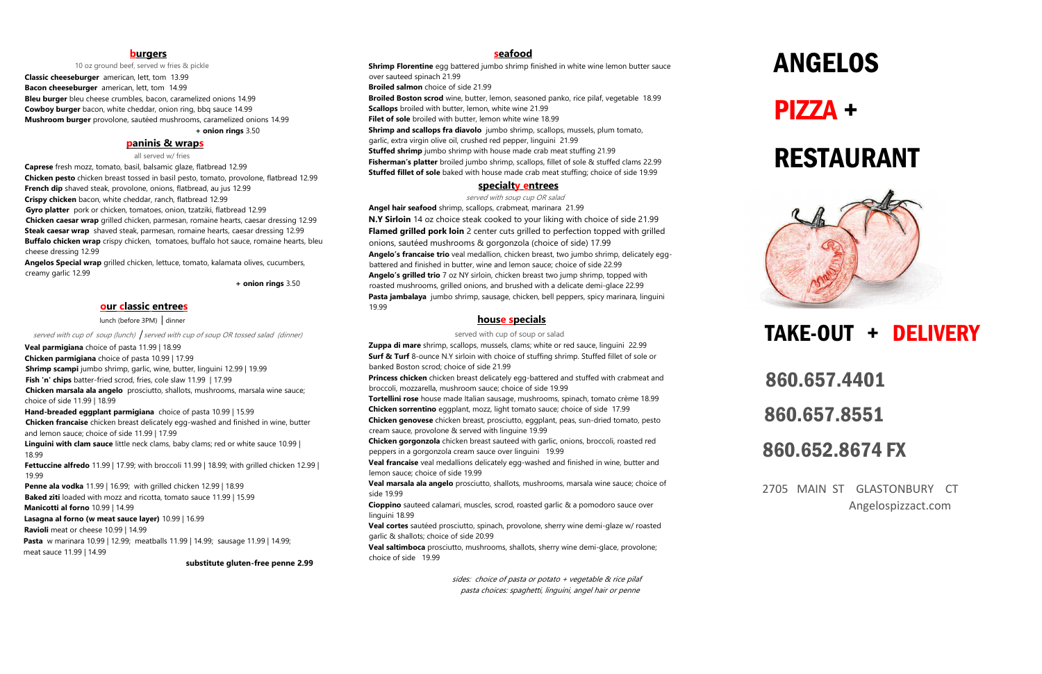## burgers

10 oz ground beef, served w fries & pickle

**Classic cheeseburger** american, lett, tom 13.99
**Bacon cheeseburger** american, lett, tom 14.99
**Bleu burger** bleu cheese crumbles, bacon, caramelized onions 14.99
**Cowboy burger** bacon, white cheddar, onion ring, bbq sauce 14.99
**Mushroom burger** provolone, sautéed mushrooms, caramelized onions 14.99

**+ onion rings** 3.50

## paninis & wraps

all served w/ fries

**Caprese** fresh mozz, tomato, basil, balsamic glaze, flatbread 12.99
**Chicken pesto** chicken breast tossed in basil pesto, tomato, provolone, flatbread 12.99
**French dip** shaved steak, provolone, onions, flatbread, au jus 12.99
**Crispy chicken** bacon, white cheddar, ranch, flatbread 12.99
**Gyro platter** pork or chicken, tomatoes, onion, tzatziki, flatbread 12.99
**Chicken caesar wrap** grilled chicken, parmesan, romaine hearts, caesar dressing 12.99
**Steak caesar wrap** shaved steak, parmesan, romaine hearts, caesar dressing 12.99
**Buffalo chicken wrap** crispy chicken, tomatoes, buffalo hot sauce, romaine hearts, bleu cheese dressing 12.99
**Angelos Special wrap** grilled chicken, lettuce, tomato, kalamata olives, cucumbers, creamy garlic 12.99

**+ onion rings** 3.50

## our classic entrees

lunch (before 3PM) | dinner

*served with cup of soup (lunch) / served with cup of soup OR tossed salad (dinner)*

**Veal parmigiana** choice of pasta 11.99 | 18.99
**Chicken parmigiana** choice of pasta 10.99 | 17.99
**Shrimp scampi** jumbo shrimp, garlic, wine, butter, linguini 12.99 | 19.99
**Fish 'n' chips** batter-fried scrod, fries, cole slaw 11.99 | 17.99
**Chicken marsala ala angelo** prosciutto, shallots, mushrooms, marsala wine sauce; choice of side 11.99 | 18.99
**Hand-breaded eggplant parmigiana** choice of pasta 10.99 | 15.99
**Chicken francaise** chicken breast delicately egg-washed and finished in wine, butter and lemon sauce; choice of side 11.99 | 17.99
**Linguini with clam sauce** little neck clams, baby clams; red or white sauce 10.99 | 18.99
**Fettuccine alfredo** 11.99 | 17.99; with broccoli 11.99 | 18.99; with grilled chicken 12.99 | 19.99
**Penne ala vodka** 11.99 | 16.99; with grilled chicken 12.99 | 18.99
**Baked ziti** loaded with mozz and ricotta, tomato sauce 11.99 | 15.99
**Manicotti al forno** 10.99 | 14.99
**Lasagna al forno (w meat sauce layer)** 10.99 | 16.99
**Ravioli** meat or cheese 10.99 | 14.99
**Pasta** w marinara 10.99 | 12.99; meatballs 11.99 | 14.99; sausage 11.99 | 14.99; meat sauce 11.99 | 14.99

**substitute gluten-free penne 2.99**

## seafood

**Shrimp Florentine** egg battered jumbo shrimp finished in white wine lemon butter sauce over sauteed spinach 21.99
**Broiled salmon** choice of side 21.99
**Broiled Boston scrod** wine, butter, lemon, seasoned panko, rice pilaf, vegetable 18.99
**Scallops** broiled with butter, lemon, white wine 21.99
**Filet of sole** broiled with butter, lemon white wine 18.99
**Shrimp and scallops fra diavolo** jumbo shrimp, scallops, mussels, plum tomato, garlic, extra virgin olive oil, crushed red pepper, linguini 21.99
**Stuffed shrimp** jumbo shrimp with house made crab meat stuffing 21.99
**Fisherman's platter** broiled jumbo shrimp, scallops, fillet of sole & stuffed clams 22.99
**Stuffed fillet of sole** baked with house made crab meat stuffing; choice of side 19.99

## specialty entrees

*served with soup cup OR salad*

**Angel hair seafood** shrimp, scallops, crabmeat, marinara 21.99
**N.Y Sirloin** 14 oz choice steak cooked to your liking with choice of side 21.99
**Flamed grilled pork loin** 2 center cuts grilled to perfection topped with grilled onions, sautéed mushrooms & gorgonzola (choice of side) 17.99
**Angelo's francaise trio** veal medallion, chicken breast, two jumbo shrimp, delicately egg-battered and finished in butter, wine and lemon sauce; choice of side 22.99
**Angelo's grilled trio** 7 oz NY sirloin, chicken breast two jump shrimp, topped with roasted mushrooms, grilled onions, and brushed with a delicate demi-glace 22.99
**Pasta jambalaya** jumbo shrimp, sausage, chicken, bell peppers, spicy marinara, linguini 19.99

## house specials

served with cup of soup or salad

**Zuppa di mare** shrimp, scallops, mussels, clams; white or red sauce, linguini 22.99
**Surf & Turf** 8-ounce N.Y sirloin with choice of stuffing shrimp. Stuffed fillet of sole or banked Boston scrod; choice of side 21.99
**Princess chicken** chicken breast delicately egg-battered and stuffed with crabmeat and broccoli, mozzarella, mushroom sauce; choice of side 19.99
**Tortellini rose** house made Italian sausage, mushrooms, spinach, tomato crème 18.99
**Chicken sorrentino** eggplant, mozz, light tomato sauce; choice of side 17.99
**Chicken genovese** chicken breast, prosciutto, eggplant, peas, sun-dried tomato, pesto cream sauce, provolone & served with linguine 19.99
**Chicken gorgonzola** chicken breast sauteed with garlic, onions, broccoli, roasted red peppers in a gorgonzola cream sauce over linguini 19.99
**Veal francaise** veal medallions delicately egg-washed and finished in wine, butter and lemon sauce; choice of side 19.99
**Veal marsala ala angelo** prosciutto, shallots, mushrooms, marsala wine sauce; choice of side 19.99
**Cioppino** sauteed calamari, muscles, scrod, roasted garlic & a pomodoro sauce over linguini 18.99
**Veal cortes** sautéed prosciutto, spinach, provolone, sherry wine demi-glaze w/ roasted garlic & shallots; choice of side 20.99
**Veal saltimboca** prosciutto, mushrooms, shallots, sherry wine demi-glace, provolone; choice of side 19.99

*sides: choice of pasta or potato + vegetable & rice pilaf*
*pasta choices: spaghetti, linguini, angel hair or penne*

# ANGELOS

# PIZZA + RESTAURANT

## TAKE-OUT + DELIVERY

**860.657.4401**

**860.657.8551**

**860.652.8674 FX**

2705 MAIN ST GLASTONBURY CT
Angelospizzact.com